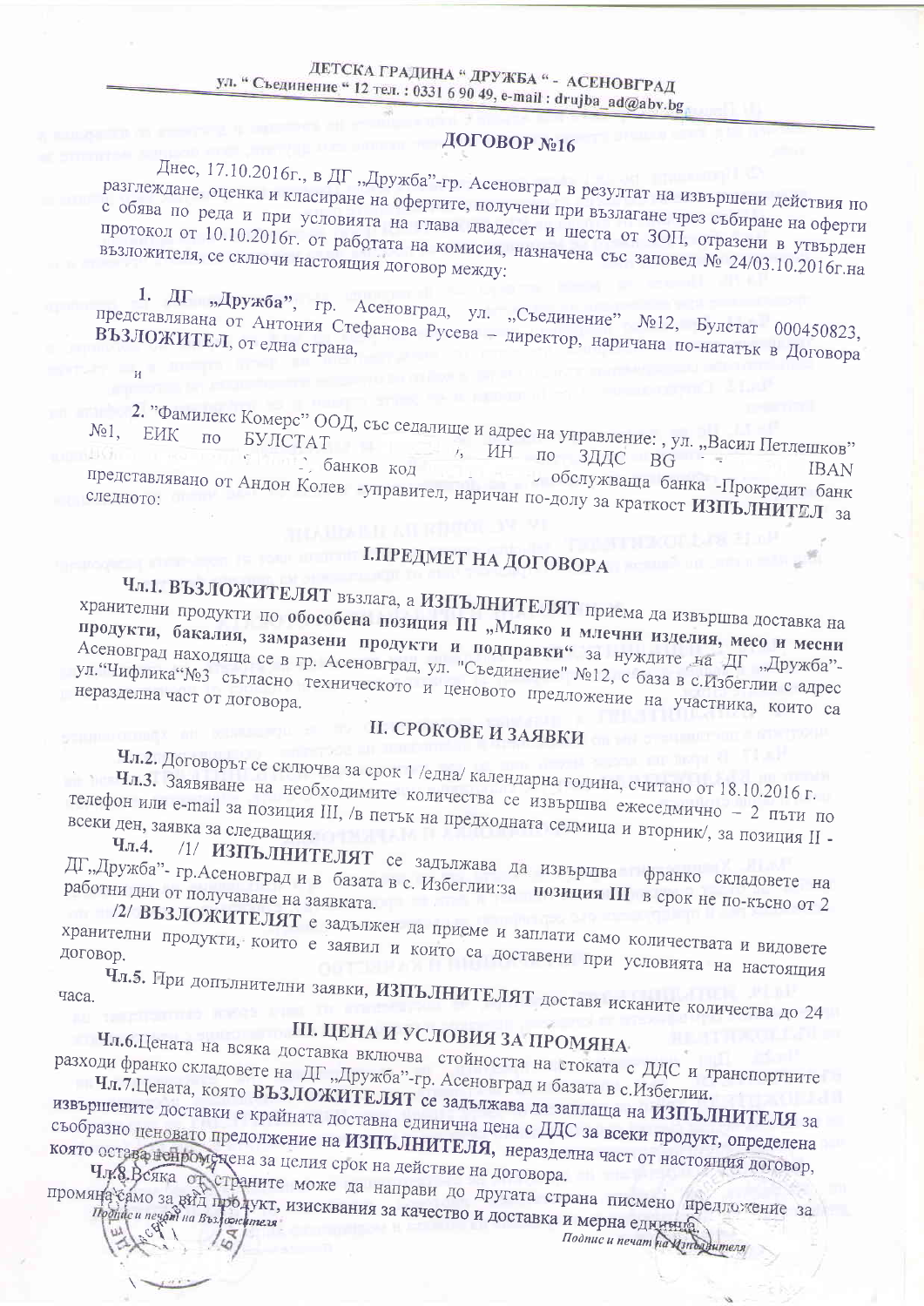ДЕТСКА ГРАДИНА " ДРУЖБА " - АСЕНОВГРАД
ул. " Съединение " 12 тел. : 0331 6 90 49, e-mail : drujba_ad@abv.bg

# ДОГОВОР №16

Днес, 17.10.2016г., в ДГ „Дружба"-гр. Асеновград в резултат на извършени действия по разглеждане, оценка и класиране на офертите, получени при възлагане чрез събиране на оферти с обява по реда и при условията на глава двадесет и шеста от ЗОП, отразени в утвърден протокол от 10.10.2016г. от работата на комисия, назначена със заповед № 24/03.10.2016г.на възложителя, се сключи настоящия договор между:

1. ДГ „Дружба", гр. Асеновград, ул. „Съединение" №12, Булстат 000450823, представлявана от Антония Стефанова Русева – директор, наричана по-нататък в Договора **ВЪЗЛОЖИТЕЛ**, от една страна,

и

2. "Фамилекс Комерс" ООД, със седалище и адрес на управление: , ул. „Васил Петлешков" №1, ЕИК по БУЛСТАТ , ИН по ЗДДС BG , IBAN , банков код , обслужваща банка -Прокредит банк представлявано от Андон Колев -управител, наричан по-долу за краткост **ИЗПЪЛНИТЕЛ** за следното:

## I.ПРЕДМЕТ НА ДОГОВОРА

**Чл.1. ВЪЗЛОЖИТЕЛЯТ** възлага, а **ИЗПЪЛНИТЕЛЯТ** приема да извършва доставка на хранителни продукти по **обособена позиция III „Мляко и млечни изделия, месо и месни продукти, бакалия, замразени продукти и подправки"** за нуждите на ДГ „Дружба"-Асеновград находяща се в гр. Асеновград, ул. "Съединение" №12, с база в с.Избеглии с адрес ул."Чифлика"№3 съгласно техническото и ценовото предложение на участника, които са неразделна част от договора.

## II. СРОКОВЕ И ЗАЯВКИ

**Чл.2.** Договорът се сключва за срок 1 /една/ календарна година, считано от 18.10.2016 г.

**Чл.3.** Заявяване на необходимите количества се извършва ежеседмично – 2 пъти по телефон или e-mail за позиция III, /в петък на предходната седмица и вторник/, за позиция II - всеки ден, заявка за следващия.

**Чл.4.** /1/ **ИЗПЪЛНИТЕЛЯТ** се задължава да извършва франко складовете на ДГ„Дружба"- гр.Асеновград и в базата в с. Избеглии:за **позиция III** в срок не по-късно от 2 работни дни от получаване на заявката.

/2/ **ВЪЗЛОЖИТЕЛЯТ** е задължен да приеме и заплати само количествата и видовете хранителни продукти, които е заявил и които са доставени при условията на настоящия договор.

**Чл.5.** При допълнителни заявки, **ИЗПЪЛНИТЕЛЯТ** доставя исканите количества до 24 часа.

## III. ЦЕНА И УСЛОВИЯ ЗА ПРОМЯНА

**Чл.6.**Цената на всяка доставка включва стойността на стоката с ДДС и транспортните разходи франко складовете на ДГ „Дружба"-гр. Асеновград и базата в с.Избеглии.

**Чл.7.**Цената, която **ВЪЗЛОЖИТЕЛЯТ** се задължава да заплаща на **ИЗПЪЛНИТЕЛЯ** за извършените доставки е крайната доставна единична цена с ДДС за всеки продукт, определена съобразно ценовато предложение на **ИЗПЪЛНИТЕЛЯ**, неразделна част от настоящия договор, която остава непроменена за целия срок на действие на договора.

**Чл.8.**Всяка от страните може да направи до другата страна писмено предложение за промяна само за вид продукт, изисквания за качество и доставка и мерна единица.

Подпис и печат на Възложителя

Подпис и печат на Изпълнителя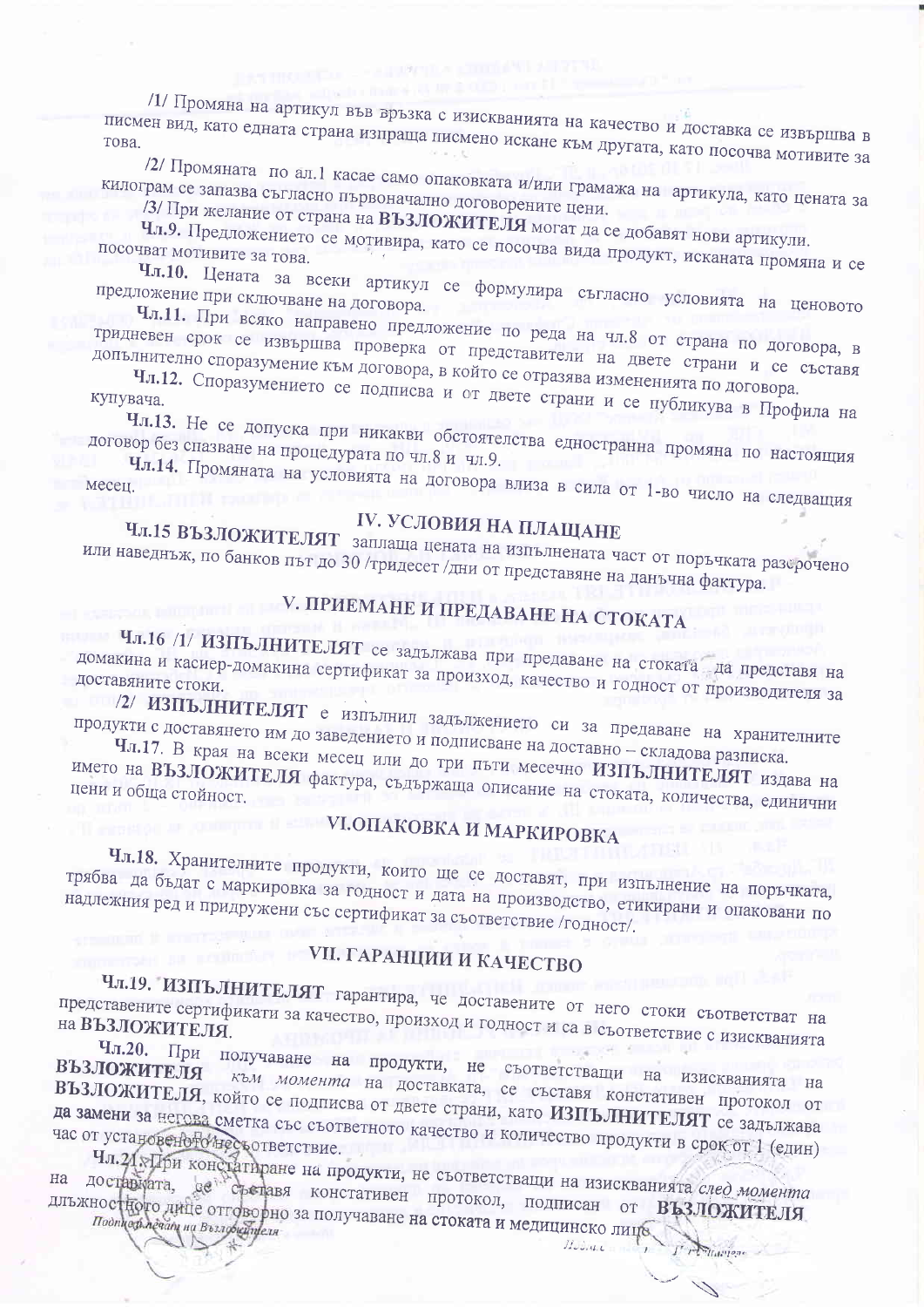/1/ Промяна на артикул във връзка с изискванията на качество и доставка се извършва в писмен вид, като едната страна изпраща писмено искане към другата, като посочва мотивите за това.

/2/ Промяната по ал.1 касае само опаковката и/или грамажа на артикула, като цената за килограм се запазва съгласно първоначално договорените цени.

/3/ При желание от страна на **ВЪЗЛОЖИТЕЛЯ** могат да се добавят нови артикули.

**Чл.9.** Предложението се мотивира, като се посочва вида продукт, исканата промяна и се посочват мотивите за това.

**Чл.10.** Цената за всеки артикул се формулира съгласно условията на ценовото предложение при сключване на договора.

**Чл.11.** При всяко направено предложение по реда на чл.8 от страна по договора, в тридневен срок се извършва проверка от представители на двете страни и се съставя допълнително споразумение към договора, в който се отразява измененията по договора.

**Чл.12.** Споразумението се подписва и от двете страни и се публикува в Профила на купувача.

**Чл.13.** Не се допуска при никакви обстоятелства едностранна промяна по настоящия договор без спазване на процедурата по чл.8 и чл.9.

**Чл.14.** Промяната на условията на договора влиза в сила от 1-во число на следващия месец.

## IV. УСЛОВИЯ НА ПЛАЩАНЕ

**Чл.15 ВЪЗЛОЖИТЕЛЯТ** заплаща цената на изпълнената част от поръчката разсрочено или наведнъж, по банков път до 30 /тридесет /дни от представяне на данъчна фактура.

## V. ПРИЕМАНЕ И ПРЕДАВАНЕ НА СТОКАТА

**Чл.16** /1/ **ИЗПЪЛНИТЕЛЯТ** се задължава при предаване на стоката да представя на домакина и касиер-домакина сертификат за произход, качество и годност от производителя за доставяните стоки.

/2/ **ИЗПЪЛНИТЕЛЯТ** е изпълнил задължението си за предаване на хранителните продукти с доставянето им до заведението и подписване на доставно – складова разписка.

**Чл.17.** В края на всеки месец или до три пъти месечно **ИЗПЪЛНИТЕЛЯТ** издава на името на **ВЪЗЛОЖИТЕЛЯ** фактура, съдържаща описание на стоката, количества, единични цени и обща стойност.

## VI.ОПАКОВКА И МАРКИРОВКА

**Чл.18.** Хранителните продукти, които ще се доставят, при изпълнение на поръчката, трябва да бъдат с маркировка за годност и дата на производство, етикирани и опаковани по надлежния ред и придружени със сертификат за съответствие /годност/.

## VII. ГАРАНЦИИ И КАЧЕСТВО

**Чл.19. ИЗПЪЛНИТЕЛЯТ** гарантира, че доставените от него стоки съответстват на представените сертификати за качество, произход и годност и са в съответствие с изискванията на **ВЪЗЛОЖИТЕЛЯ**.

**Чл.20.** При получаване на продукти, не съответстващи на изискванията на **ВЪЗЛОЖИТЕЛЯ** *към момента* на доставката, се съставя констативен протокол от **ВЪЗЛОЖИТЕЛЯ**, който се подписва от двете страни, като **ИЗПЪЛНИТЕЛЯТ** се задължава да замени за негова сметка със съответното качество и количество продукти в срок от 1 (един) час от установеното несъответствие.

**Чл.21.** При констатиране на продукти, не съответстващи на изискванията *след момента* на доставката, се съставя констативен протокол, подписан от **ВЪЗЛОЖИТЕЛЯ** длъжностното лице отговорно за получаване на стоката и медицинско лице.

Подпис и печат на Възложителя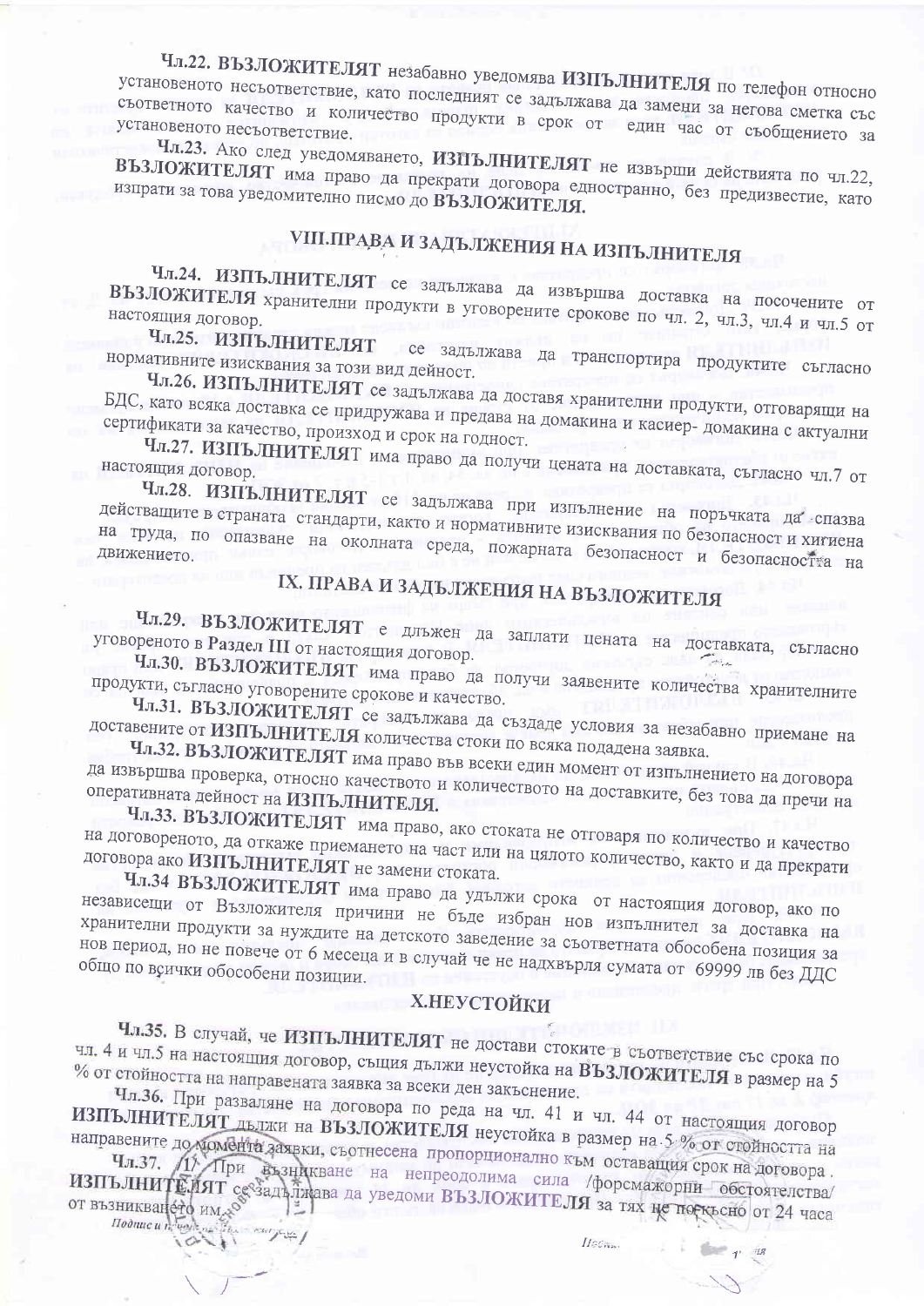**Чл.22. ВЪЗЛОЖИТЕЛЯТ** незабавно уведомява **ИЗПЪЛНИТЕЛЯ** по телефон относно установеното несъответствие, като последният се задължава да замени за негова сметка със съответното качество и количество продукти в срок от един час от съобщението за установеното несъответствие.

**Чл.23.** Ако след уведомяването, **ИЗПЪЛНИТЕЛЯТ** не извърши действията по чл.22, **ВЪЗЛОЖИТЕЛЯТ** има право да прекрати договора едностранно, без предизвестие, като изпрати за това уведомително писмо до **ВЪЗЛОЖИТЕЛЯ.**

## VIII.ПРАВА И ЗАДЪЛЖЕНИЯ НА ИЗПЪЛНИТЕЛЯ

**Чл.24. ИЗПЪЛНИТЕЛЯТ** се задължава да извършва доставка на посочените от **ВЪЗЛОЖИТЕЛЯ** хранителни продукти в уговорените срокове по чл. 2, чл.3, чл.4 и чл.5 от настоящия договор.

**Чл.25. ИЗПЪЛНИТЕЛЯТ** се задължава да транспортира продуктите съгласно нормативните изисквания за този вид дейност.

**Чл.26. ИЗПЪЛНИТЕЛЯТ** се задължава да доставя хранителни продукти, отговарящи на БДС, като всяка доставка се придружава и предава на домакина и касиер- домакина с актуални сертификати за качество, произход и срок на годност.

**Чл.27. ИЗПЪЛНИТЕЛЯТ** има право да получи цената на доставката, съгласно чл.7 от настоящия договор.

**Чл.28. ИЗПЪЛНИТЕЛЯТ** се задължава при изпълнение на поръчката да спазва действащите в страната стандарти, както и нормативните изисквания по безопасност и хигиена на труда, по опазване на околната среда, пожарната безопасност и безопасността на движението.

## IX. ПРАВА И ЗАДЪЛЖЕНИЯ НА ВЪЗЛОЖИТЕЛЯ

**Чл.29. ВЪЗЛОЖИТЕЛЯТ** е длъжен да заплати цената на доставката, съгласно уговореното в **Раздел III** от настоящия договор.

**Чл.30. ВЪЗЛОЖИТЕЛЯТ** има право да получи заявените количества хранителните продукти, съгласно уговорените срокове и качество.

**Чл.31. ВЪЗЛОЖИТЕЛЯТ** се задължава да създаде условия за незабавно приемане на доставените от **ИЗПЪЛНИТЕЛЯ** количества стоки по всяка подадена заявка.

**Чл.32. ВЪЗЛОЖИТЕЛЯТ** има право във всеки един момент от изпълнението на договора да извършва проверка, относно качеството и количеството на доставките, без това да пречи на оперативната дейност на **ИЗПЪЛНИТЕЛЯ.**

**Чл.33. ВЪЗЛОЖИТЕЛЯТ** има право, ако стоката не отговаря по количество и качество на договореното, да откаже приемането на част или на цялото количество, както и да прекрати договора ако **ИЗПЪЛНИТЕЛЯТ** не замени стоката.

**Чл.34 ВЪЗЛОЖИТЕЛЯТ** има право да удължи срока от настоящия договор, ако по независещи от Възложителя причини не бъде избран нов изпълнител за доставка на хранителни продукти за нуждите на детското заведение за съответната обособена позиция за нов период, но не повече от 6 месеца и в случай че не надхвърля сумата от 69999 лв без ДДС общо по всички обособени позиции.

## X.НЕУСТОЙКИ

**Чл.35.** В случай, че **ИЗПЪЛНИТЕЛЯТ** не достави стоките в съответствие със срока по чл. 4 и чл.5 на настоящия договор, същия дължи неустойка на **ВЪЗЛОЖИТЕЛЯ** в размер на 5 % от стойността на направената заявка за всеки ден закъснение.

**Чл.36.** При разваляне на договора по реда на чл. 41 и чл. 44 от настоящия договор **ИЗПЪЛНИТЕЛЯТ** дължи на **ВЪЗЛОЖИТЕЛЯ** неустойка в размер на 5 % от стойността на направените до момента заявки, съотнесена пропорционално към оставащия срок на договора.

**Чл.37.** /1/ При възникване на непреодолима сила /форсмажорни обстоятелства/ **ИЗПЪЛНИТЕЛЯТ** се задължава да уведоми **ВЪЗЛОЖИТЕЛЯ** за тях не по-късно от 24 часа от възникването им.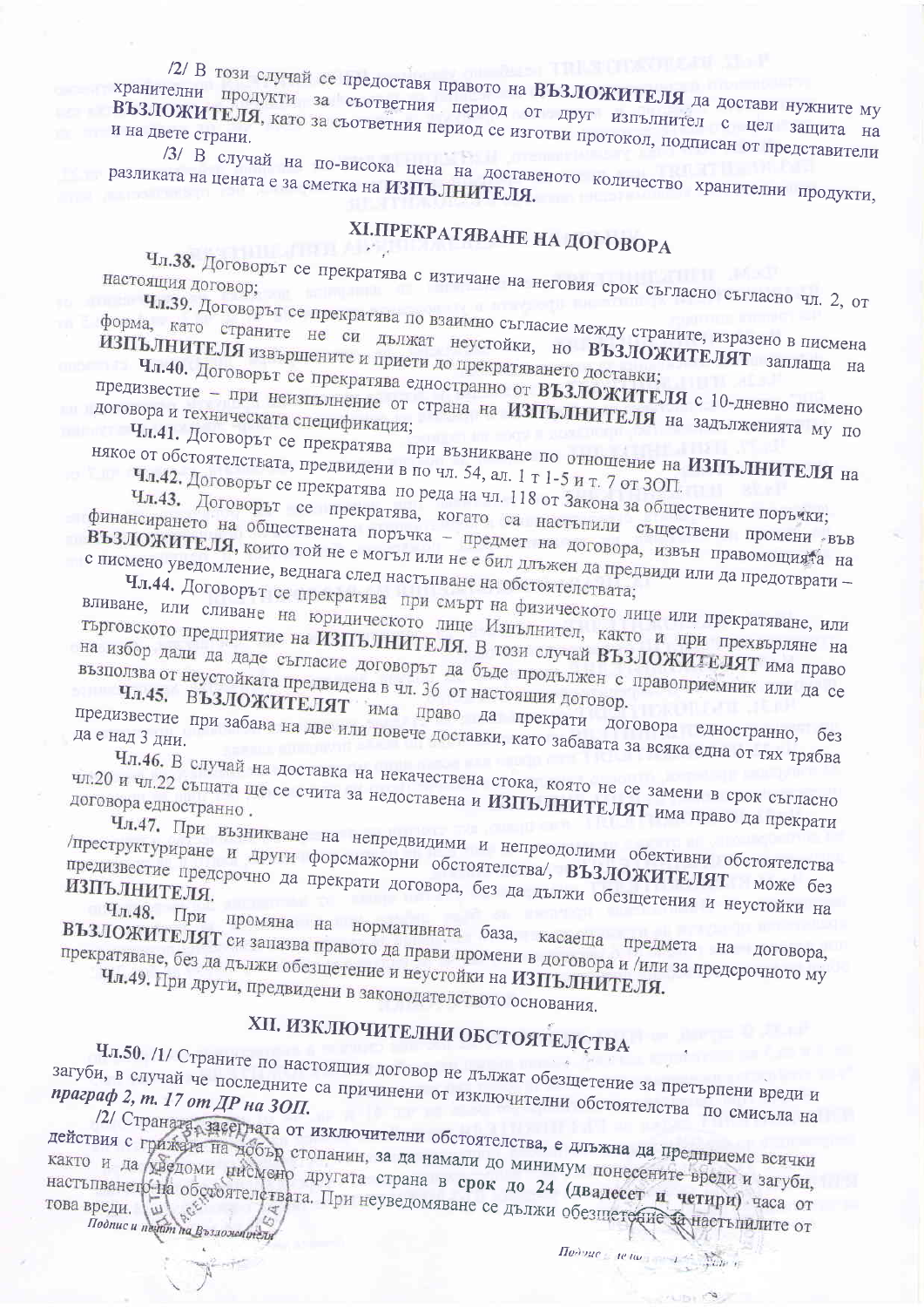/2/ В този случай се предоставя правото на **ВЪЗЛОЖИТЕЛЯ** да достави нужните му хранителни продукти за съответния период от друг изпълнител с цел защита на **ВЪЗЛОЖИТЕЛЯ**, като за съответния период се изготви протокол, подписан от представители и на двете страни.

/3/ В случай на по-висока цена на доставеното количество хранителни продукти, разликата на цената е за сметка на **ИЗПЪЛНИТЕЛЯ.**

## XI.ПРЕКРАТЯВАНЕ НА ДОГОВОРА

**Чл.38.** Договорът се прекратява с изтичане на неговия срок съгласно съгласно чл. 2, от настоящия договор;

**Чл.39.** Договорът се прекратява по взаимно съгласие между страните, изразено в писмена форма, като страните не си дължат неустойки, но **ВЪЗЛОЖИТЕЛЯТ** заплаща на **ИЗПЪЛНИТЕЛЯ** извършените и приети до прекратяването доставки;

**Чл.40.** Договорът се прекратява едностранно от **ВЪЗЛОЖИТЕЛЯ** с 10-дневно писмено предизвестие – при неизпълнение от страна на **ИЗПЪЛНИТЕЛЯ** на задълженията му по договора и техническата спецификация;

**Чл.41.** Договорът се прекратява при възникване по отношение на **ИЗПЪЛНИТЕЛЯ** на някое от обстоятелствата, предвидени в по чл. 54, ал. 1 т 1-5 и т. 7 от ЗОП.

**Чл.42.** Договорът се прекратява по реда на чл. 118 от Закона за обществените поръчки;

**Чл.43.** Договорът се прекратява, когато са настъпили съществени промени във финансирането на обществената поръчка – предмет на договора, извън правомощията на **ВЪЗЛОЖИТЕЛЯ,** които той не е могъл или не е бил длъжен да предвиди или да предотврати – с писмено уведомление, веднага след настъпване на обстоятелствата;

**Чл.44.** Договорът се прекратява при смърт на физическото лице или прекратяване, или вливане, или сливане на юридическото лице Изпълнител, както и при прехвърляне на търговското предприятие на **ИЗПЪЛНИТЕЛЯ.** В този случай **ВЪЗЛОЖИТЕЛЯТ** има право на избор дали да даде съгласие договорът да бъде продължен с правоприемник или да се възползва от неустойката предвидена в чл. 36 от настоящия договор.

**Чл.45.** **ВЪЗЛОЖИТЕЛЯТ** има право да прекрати договора едностранно, без предизвестие при забава на две или повече доставки, като забавата за всяка една от тях трябва да е над 3 дни.

**Чл.46.** В случай на доставка на некачествена стока, която не се замени в срок съгласно чл.20 и чл.22 същата ще се счита за недоставена и **ИЗПЪЛНИТЕЛЯТ** има право да прекрати договора едностранно .

**Чл.47.** При възникване на непредвидими и непреодолими обективни обстоятелства /преструктуриране и други форсмажорни обстоятелства/, **ВЪЗЛОЖИТЕЛЯТ** може без предизвестие предсрочно да прекрати договора, без да дължи обезщетения и неустойки на **ИЗПЪЛНИТЕЛЯ.**

**Чл.48.** При промяна на нормативната база, касаеща предмета на договора, **ВЪЗЛОЖИТЕЛЯТ** си запазва правото да прави промени в договора и /или за предсрочното му прекратяване, без да дължи обезщетение и неустойки на **ИЗПЪЛНИТЕЛЯ.**

**Чл.49.** При други, предвидени в законодателството основания.

## XII. ИЗКЛЮЧИТЕЛНИ ОБСТОЯТЕЛСТВА

**Чл.50.** /1/ Страните по настоящия договор не дължат обезщетение за претърпени вреди и загуби, в случай че последните са причинени от изключителни обстоятелства по смисъла на ***праграф 2, т. 17 от ДР на ЗОП.***

/2/ Страната, засегната от изключителни обстоятелства, е длъжна да предприеме всички действия с грижата на добър стопанин, за да намали до минимум понесените вреди и загуби, както и да уведоми писмено другата страна в **срок до 24 (двадесет и четири)** часа от настъпването на обстоятелствата. При неуведомяване се дължи обезщетение за настъпилите от това вреди.

*Подпис и печат на Възложителя*

*Подпис и печат на Изпълнителя*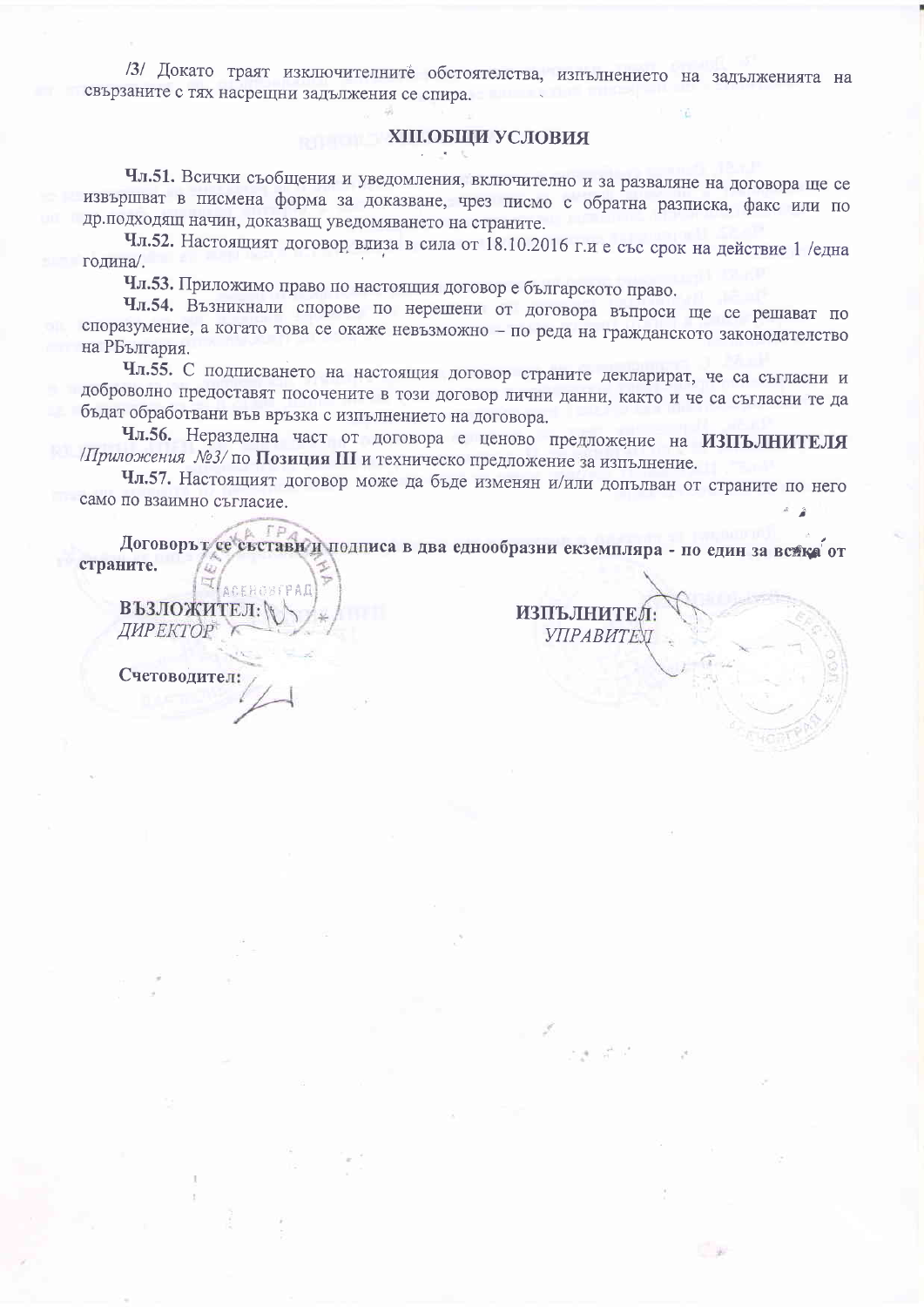/3/ Докато траят изключителните обстоятелства, изпълнението на задълженията на свързаните с тях насрещни задължения се спира.

## XIII.ОБЩИ УСЛОВИЯ

**Чл.51.** Всички съобщения и уведомления, включително и за разваляне на договора ще се извършват в писмена форма за доказване, чрез писмо с обратна разписка, факс или по др.подходящ начин, доказващ уведомяването на страните.

**Чл.52.** Настоящият договор влиза в сила от 18.10.2016 г.и е със срок на действие 1 /една година/.

**Чл.53.** Приложимо право по настоящия договор е българското право.

**Чл.54.** Възникнали спорове по нерешени от договора въпроси ще се решават по споразумение, а когато това се окаже невъзможно – по реда на гражданското законодателство на РБългария.

**Чл.55.** С подписването на настоящия договор страните декларират, че са съгласни и доброволно предоставят посочените в този договор лични данни, както и че са съгласни те да бъдат обработвани във връзка с изпълнението на договора.

**Чл.56.** Неразделна част от договора е ценово предложение на **ИЗПЪЛНИТЕЛЯ** */Приложения №3/* по **Позиция III** и техническо предложение за изпълнение.

**Чл.57.** Настоящият договор може да бъде изменян и/или допълван от страните по него само по взаимно съгласие.

**Договорът се състави и подписа в два еднообразни екземпляра - по един за всяка от страните.**

**ВЪЗЛОЖИТЕЛ:**
*ДИРЕКТОР*

**Счетоводител:**

**ИЗПЪЛНИТЕЛ:**
*УПРАВИТЕЛ*